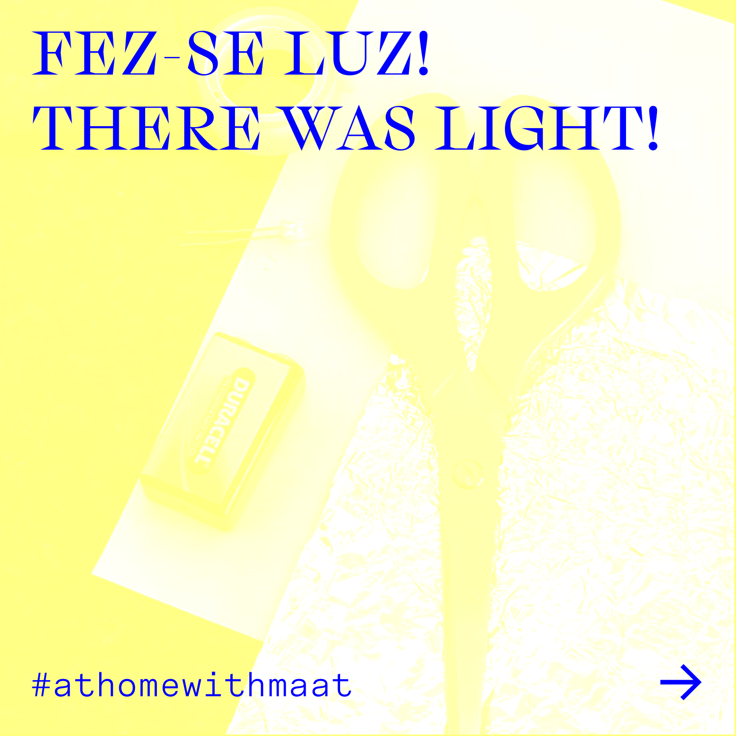# FEZ-SE LUZ!
# THERE WAS LIGHT!

#athomewithmaat

→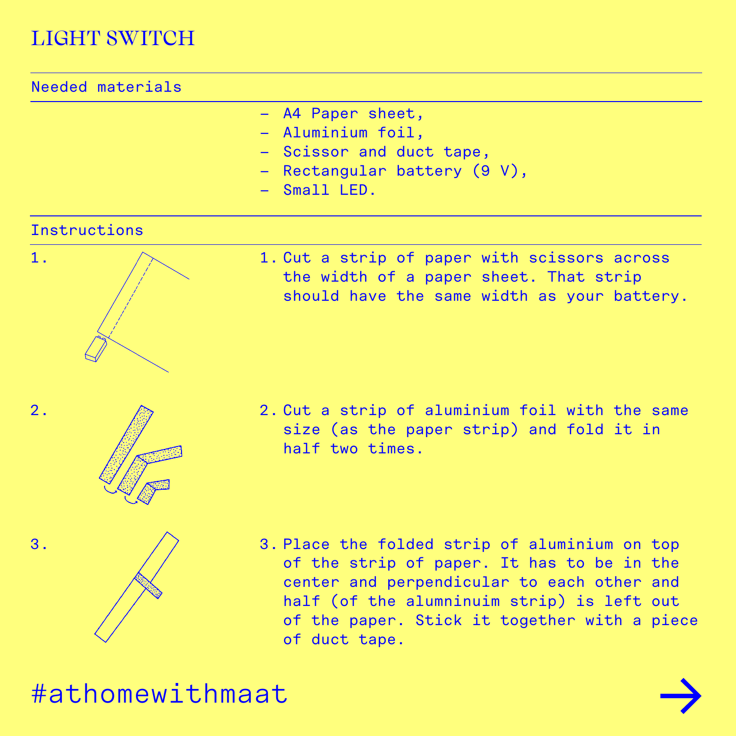# LIGHT SWITCH

## Needed materials

- A4 Paper sheet,
- Aluminium foil,
- Scissor and duct tape,
- Rectangular battery (9 V),
- Small LED.

## Instructions

1. Cut a strip of paper with scissors across the width of a paper sheet. That strip should have the same width as your battery.

2. Cut a strip of aluminium foil with the same size (as the paper strip) and fold it in half two times.

3. Place the folded strip of aluminium on top of the strip of paper. It has to be in the center and perpendicular to each other and half (of the alumninuim strip) is left out of the paper. Stick it together with a piece of duct tape.

#athomewithmaat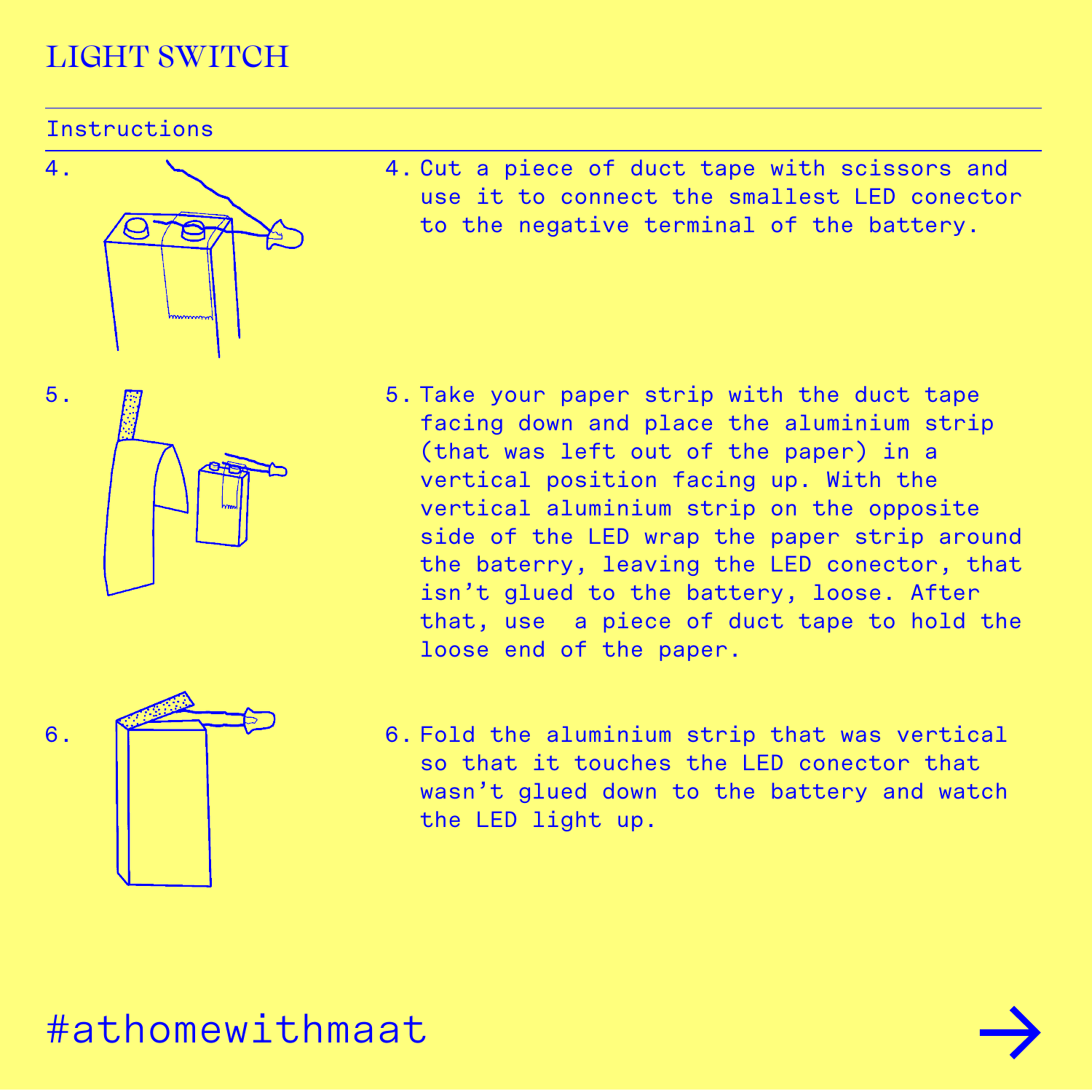# LIGHT SWITCH

## Instructions

4. Cut a piece of duct tape with scissors and use it to connect the smallest LED conector to the negative terminal of the battery.

5. Take your paper strip with the duct tape facing down and place the aluminium strip (that was left out of the paper) in a vertical position facing up. With the vertical aluminium strip on the opposite side of the LED wrap the paper strip around the baterry, leaving the LED conector, that isn't glued to the battery, loose. After that, use  a piece of duct tape to hold the loose end of the paper.

6. Fold the aluminium strip that was vertical so that it touches the LED conector that wasn't glued down to the battery and watch the LED light up.

#athomewithmaat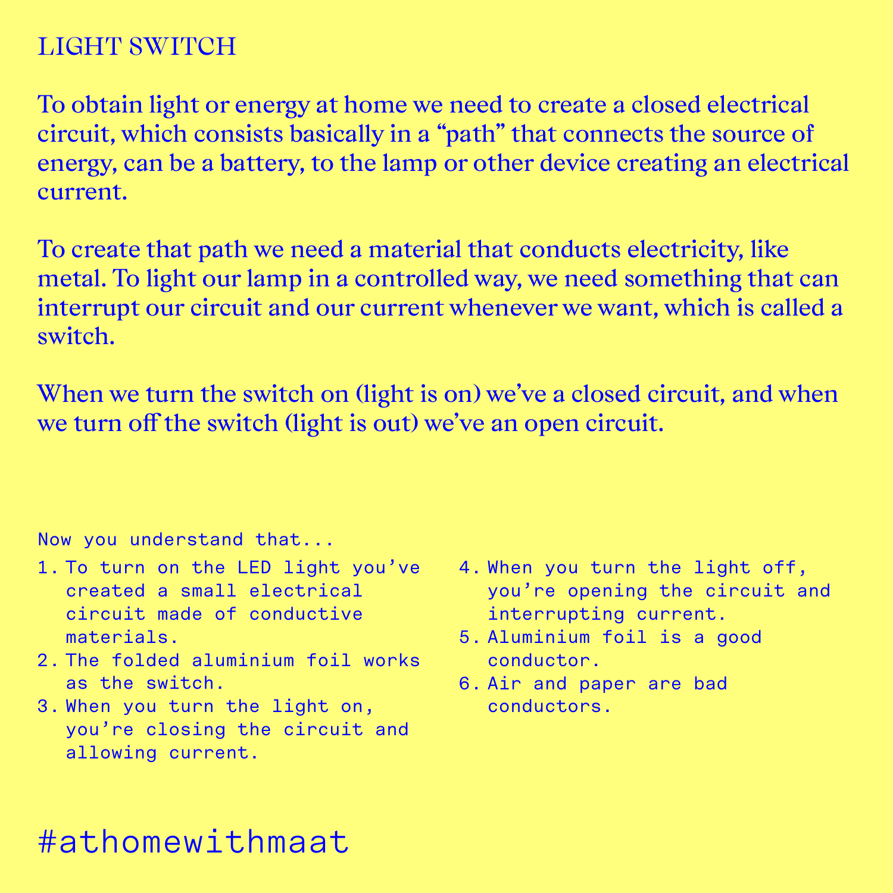# LIGHT SWITCH

To obtain light or energy at home we need to create a closed electrical circuit, which consists basically in a "path" that connects the source of energy, can be a battery, to the lamp or other device creating an electrical current.

To create that path we need a material that conducts electricity, like metal. To light our lamp in a controlled way, we need something that can interrupt our circuit and our current whenever we want, which is called a switch.

When we turn the switch on (light is on) we've a closed circuit, and when we turn off the switch (light is out) we've an open circuit.

Now you understand that...

1. To turn on the LED light you've created a small electrical circuit made of conductive materials.
2. The folded aluminium foil works as the switch.
3. When you turn the light on, you're closing the circuit and allowing current.
4. When you turn the light off, you're opening the circuit and interrupting current.
5. Aluminium foil is a good conductor.
6. Air and paper are bad conductors.

#athomewithmaat